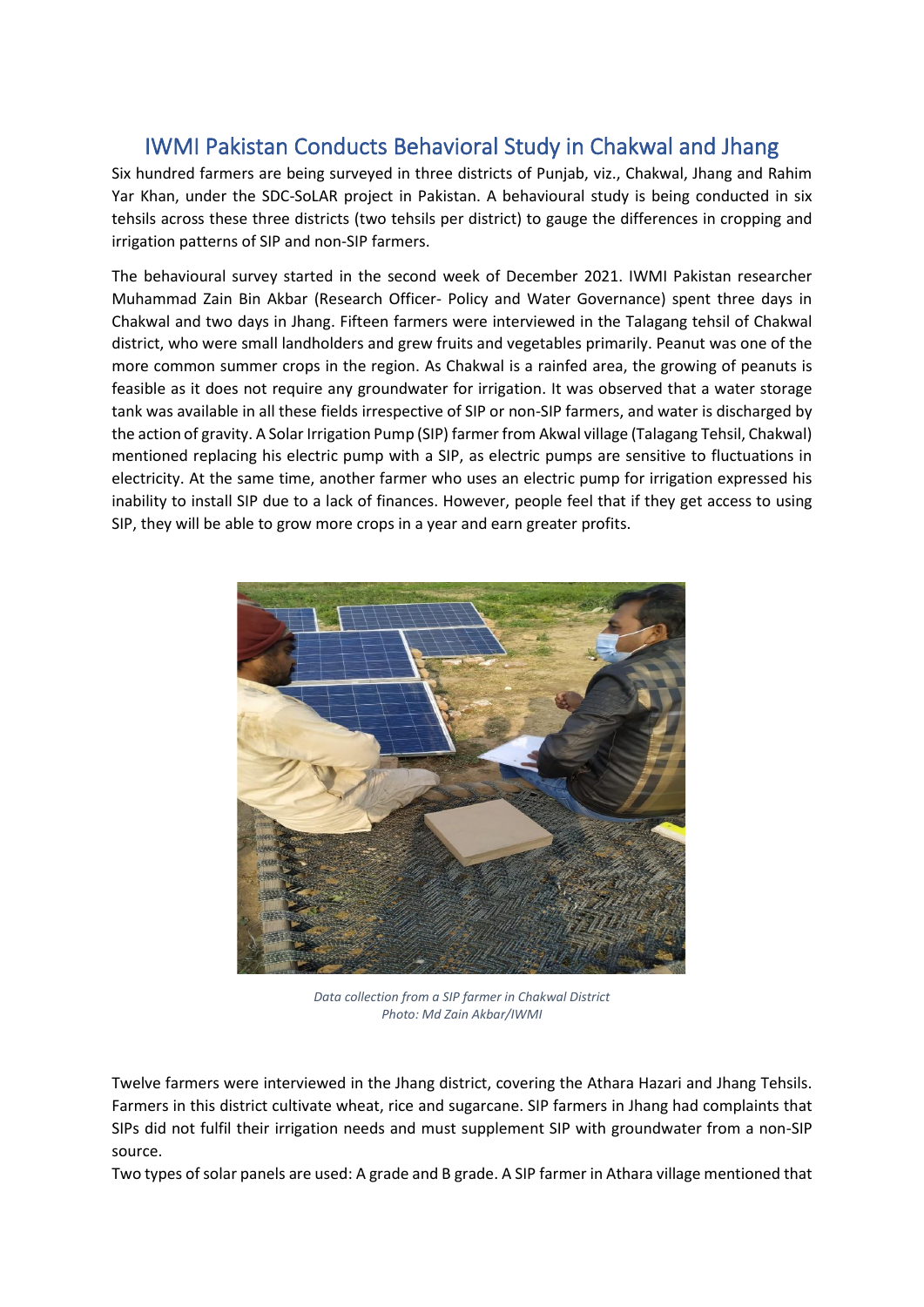# IWMI Pakistan Conducts Behavioral Study in Chakwal and Jhang

Six hundred farmers are being surveyed in three districts of Punjab, viz., Chakwal, Jhang and Rahim Yar Khan, under the SDC-SoLAR project in Pakistan. A behavioural study is being conducted in six tehsils across these three districts (two tehsils per district) to gauge the differences in cropping and irrigation patterns of SIP and non-SIP farmers.

The behavioural survey started in the second week of December 2021. IWMI Pakistan researcher Muhammad Zain Bin Akbar (Research Officer- Policy and Water Governance) spent three days in Chakwal and two days in Jhang. Fifteen farmers were interviewed in the Talagang tehsil of Chakwal district, who were small landholders and grew fruits and vegetables primarily. Peanut was one of the more common summer crops in the region. As Chakwal is a rainfed area, the growing of peanuts is feasible as it does not require any groundwater for irrigation. It was observed that a water storage tank was available in all these fields irrespective of SIP or non-SIP farmers, and water is discharged by the action of gravity. A Solar Irrigation Pump (SIP) farmer from Akwal village (Talagang Tehsil, Chakwal) mentioned replacing his electric pump with a SIP, as electric pumps are sensitive to fluctuations in electricity. At the same time, another farmer who uses an electric pump for irrigation expressed his inability to install SIP due to a lack of finances. However, people feel that if they get access to using SIP, they will be able to grow more crops in a year and earn greater profits.

*Data collection from a SIP farmer in Chakwal District*
*Photo: Md Zain Akbar/IWMI*

Twelve farmers were interviewed in the Jhang district, covering the Athara Hazari and Jhang Tehsils. Farmers in this district cultivate wheat, rice and sugarcane. SIP farmers in Jhang had complaints that SIPs did not fulfil their irrigation needs and must supplement SIP with groundwater from a non-SIP source.

Two types of solar panels are used: A grade and B grade. A SIP farmer in Athara village mentioned that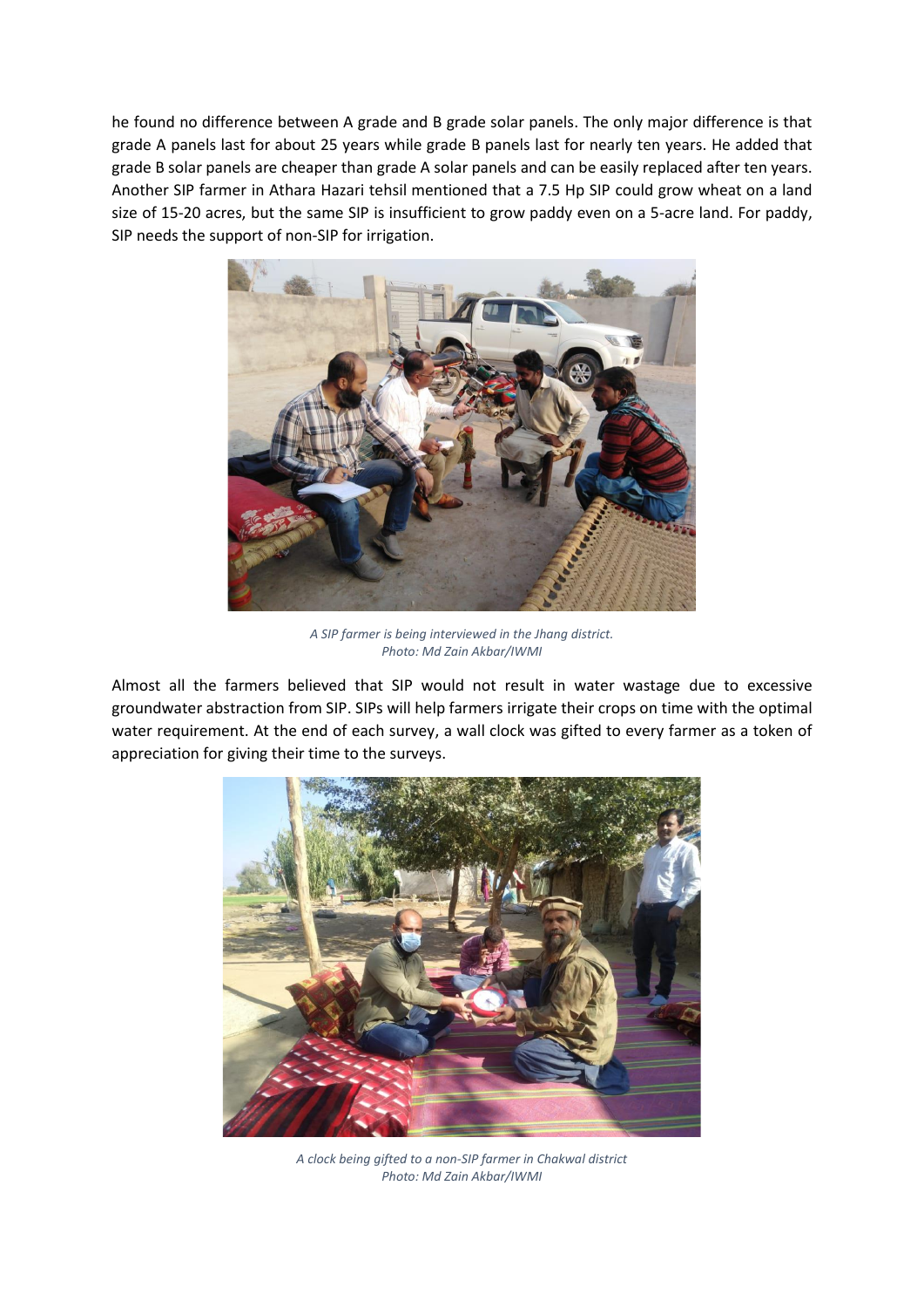he found no difference between A grade and B grade solar panels. The only major difference is that grade A panels last for about 25 years while grade B panels last for nearly ten years. He added that grade B solar panels are cheaper than grade A solar panels and can be easily replaced after ten years. Another SIP farmer in Athara Hazari tehsil mentioned that a 7.5 Hp SIP could grow wheat on a land size of 15-20 acres, but the same SIP is insufficient to grow paddy even on a 5-acre land. For paddy, SIP needs the support of non-SIP for irrigation.

*A SIP farmer is being interviewed in the Jhang district.*
*Photo: Md Zain Akbar/IWMI*

Almost all the farmers believed that SIP would not result in water wastage due to excessive groundwater abstraction from SIP. SIPs will help farmers irrigate their crops on time with the optimal water requirement. At the end of each survey, a wall clock was gifted to every farmer as a token of appreciation for giving their time to the surveys.

*A clock being gifted to a non-SIP farmer in Chakwal district*
*Photo: Md Zain Akbar/IWMI*